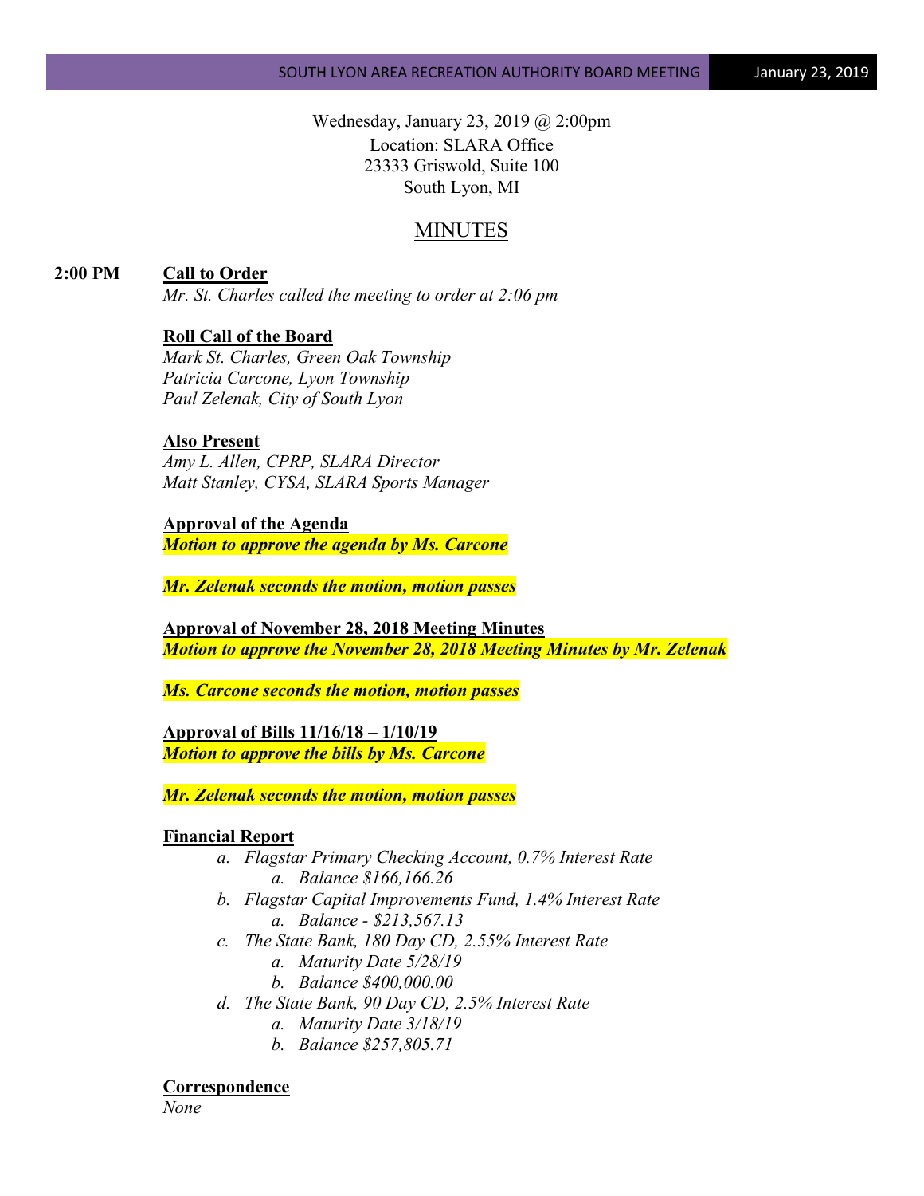Wednesday, January 23, 2019 @ 2:00pm
Location: SLARA Office
23333 Griswold, Suite 100
South Lyon, MI

# MINUTES

**2:00 PM** **Call to Order**

*Mr. St. Charles called the meeting to order at 2:06 pm*

**Roll Call of the Board**

*Mark St. Charles, Green Oak Township*
*Patricia Carcone, Lyon Township*
*Paul Zelenak, City of South Lyon*

**Also Present**

*Amy L. Allen, CPRP, SLARA Director*
*Matt Stanley, CYSA, SLARA Sports Manager*

**Approval of the Agenda**

***Motion to approve the agenda by Ms. Carcone***

***Mr. Zelenak seconds the motion, motion passes***

**Approval of November 28, 2018 Meeting Minutes**

***Motion to approve the November 28, 2018 Meeting Minutes by Mr. Zelenak***

***Ms. Carcone seconds the motion, motion passes***

**Approval of Bills 11/16/18 – 1/10/19**

***Motion to approve the bills by Ms. Carcone***

***Mr. Zelenak seconds the motion, motion passes***

**Financial Report**

a. *Flagstar Primary Checking Account, 0.7% Interest Rate*
   a. *Balance $166,166.26*
b. *Flagstar Capital Improvements Fund, 1.4% Interest Rate*
   a. *Balance - $213,567.13*
c. *The State Bank, 180 Day CD, 2.55% Interest Rate*
   a. *Maturity Date 5/28/19*
   b. *Balance $400,000.00*
d. *The State Bank, 90 Day CD, 2.5% Interest Rate*
   a. *Maturity Date 3/18/19*
   b. *Balance $257,805.71*

**Correspondence**

*None*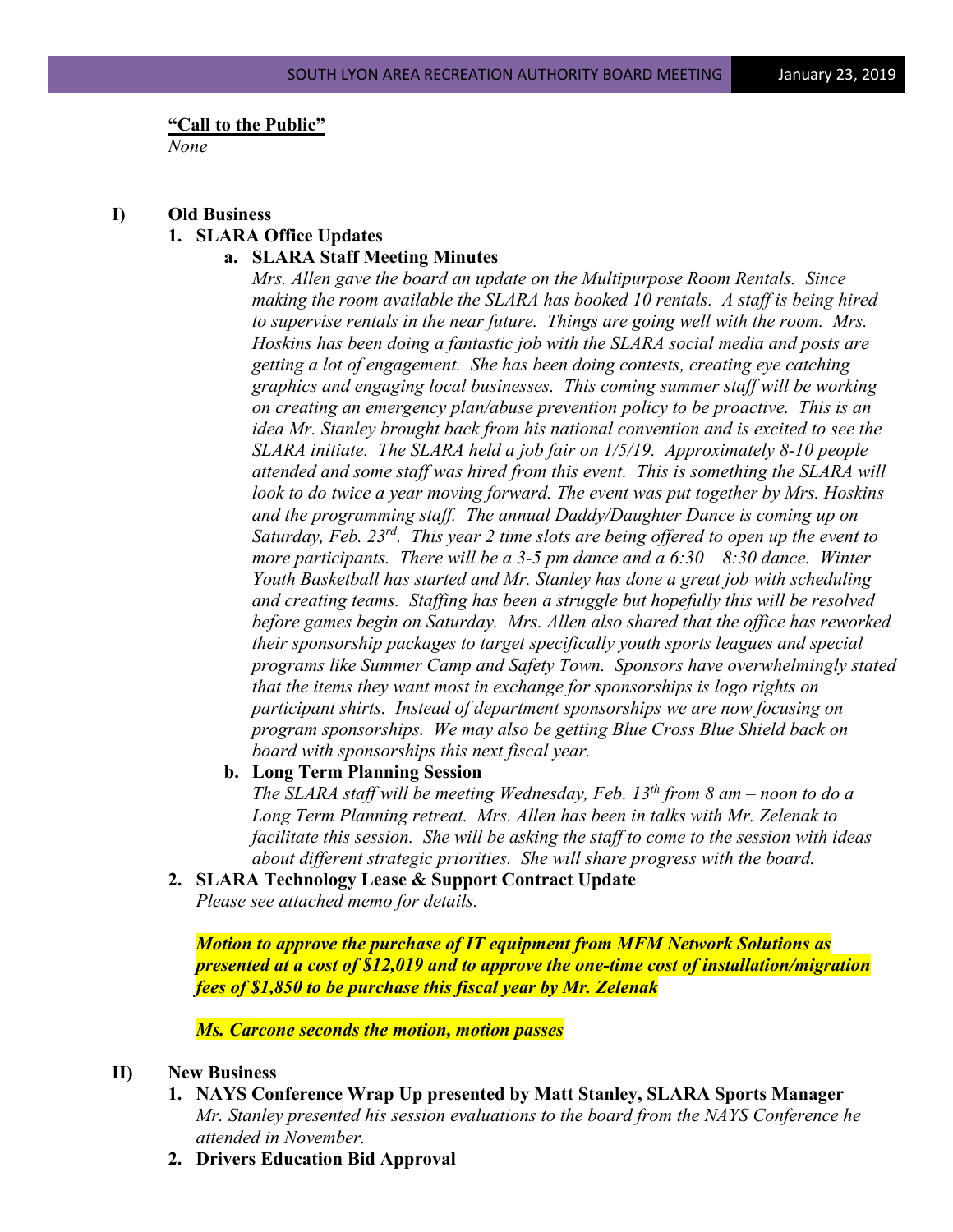**"Call to the Public"**

*None*

**I) Old Business**

**1. SLARA Office Updates**

**a. SLARA Staff Meeting Minutes**

*Mrs. Allen gave the board an update on the Multipurpose Room Rentals. Since making the room available the SLARA has booked 10 rentals. A staff is being hired to supervise rentals in the near future. Things are going well with the room. Mrs. Hoskins has been doing a fantastic job with the SLARA social media and posts are getting a lot of engagement. She has been doing contests, creating eye catching graphics and engaging local businesses. This coming summer staff will be working on creating an emergency plan/abuse prevention policy to be proactive. This is an idea Mr. Stanley brought back from his national convention and is excited to see the SLARA initiate. The SLARA held a job fair on 1/5/19. Approximately 8-10 people attended and some staff was hired from this event. This is something the SLARA will look to do twice a year moving forward. The event was put together by Mrs. Hoskins and the programming staff. The annual Daddy/Daughter Dance is coming up on Saturday, Feb. 23rd. This year 2 time slots are being offered to open up the event to more participants. There will be a 3-5 pm dance and a 6:30 – 8:30 dance. Winter Youth Basketball has started and Mr. Stanley has done a great job with scheduling and creating teams. Staffing has been a struggle but hopefully this will be resolved before games begin on Saturday. Mrs. Allen also shared that the office has reworked their sponsorship packages to target specifically youth sports leagues and special programs like Summer Camp and Safety Town. Sponsors have overwhelmingly stated that the items they want most in exchange for sponsorships is logo rights on participant shirts. Instead of department sponsorships we are now focusing on program sponsorships. We may also be getting Blue Cross Blue Shield back on board with sponsorships this next fiscal year.*

**b. Long Term Planning Session**

*The SLARA staff will be meeting Wednesday, Feb. 13th from 8 am – noon to do a Long Term Planning retreat. Mrs. Allen has been in talks with Mr. Zelenak to facilitate this session. She will be asking the staff to come to the session with ideas about different strategic priorities. She will share progress with the board.*

**2. SLARA Technology Lease & Support Contract Update**

*Please see attached memo for details.*

***Motion to approve the purchase of IT equipment from MFM Network Solutions as presented at a cost of $12,019 and to approve the one-time cost of installation/migration fees of $1,850 to be purchase this fiscal year by Mr. Zelenak***

***Ms. Carcone seconds the motion, motion passes***

**II) New Business**

**1. NAYS Conference Wrap Up presented by Matt Stanley, SLARA Sports Manager**

*Mr. Stanley presented his session evaluations to the board from the NAYS Conference he attended in November.*

**2. Drivers Education Bid Approval**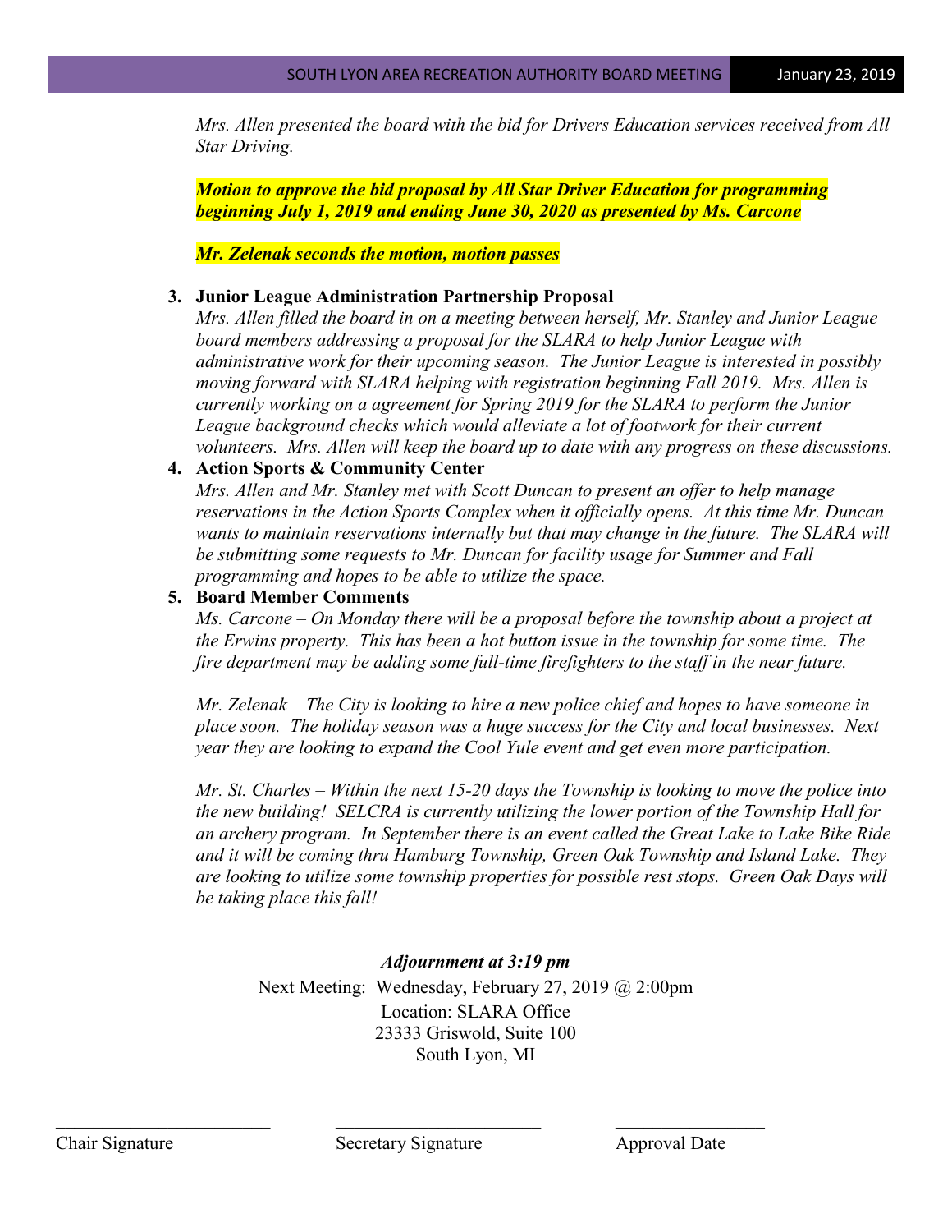*Mrs. Allen presented the board with the bid for Drivers Education services received from All Star Driving.*

***Motion to approve the bid proposal by All Star Driver Education for programming beginning July 1, 2019 and ending June 30, 2020 as presented by Ms. Carcone***

***Mr. Zelenak seconds the motion, motion passes***

3. **Junior League Administration Partnership Proposal**
   *Mrs. Allen filled the board in on a meeting between herself, Mr. Stanley and Junior League board members addressing a proposal for the SLARA to help Junior League with administrative work for their upcoming season. The Junior League is interested in possibly moving forward with SLARA helping with registration beginning Fall 2019. Mrs. Allen is currently working on a agreement for Spring 2019 for the SLARA to perform the Junior League background checks which would alleviate a lot of footwork for their current volunteers. Mrs. Allen will keep the board up to date with any progress on these discussions.*
4. **Action Sports & Community Center**
   *Mrs. Allen and Mr. Stanley met with Scott Duncan to present an offer to help manage reservations in the Action Sports Complex when it officially opens. At this time Mr. Duncan wants to maintain reservations internally but that may change in the future. The SLARA will be submitting some requests to Mr. Duncan for facility usage for Summer and Fall programming and hopes to be able to utilize the space.*
5. **Board Member Comments**
   *Ms. Carcone – On Monday there will be a proposal before the township about a project at the Erwins property. This has been a hot button issue in the township for some time. The fire department may be adding some full-time firefighters to the staff in the near future.*

   *Mr. Zelenak – The City is looking to hire a new police chief and hopes to have someone in place soon. The holiday season was a huge success for the City and local businesses. Next year they are looking to expand the Cool Yule event and get even more participation.*

   *Mr. St. Charles – Within the next 15-20 days the Township is looking to move the police into the new building! SELCRA is currently utilizing the lower portion of the Township Hall for an archery program. In September there is an event called the Great Lake to Lake Bike Ride and it will be coming thru Hamburg Township, Green Oak Township and Island Lake. They are looking to utilize some township properties for possible rest stops. Green Oak Days will be taking place this fall!*

***Adjournment at 3:19 pm***

Next Meeting: Wednesday, February 27, 2019 @ 2:00pm
Location: SLARA Office
23333 Griswold, Suite 100
South Lyon, MI

\_\_\_\_\_\_\_\_\_\_\_\_\_\_\_\_\_\_\_\_\_\_\_\_ Chair Signature

\_\_\_\_\_\_\_\_\_\_\_\_\_\_\_\_\_\_\_\_\_\_\_\_ Secretary Signature

\_\_\_\_\_\_\_\_\_\_\_\_\_\_\_\_\_\_ Approval Date